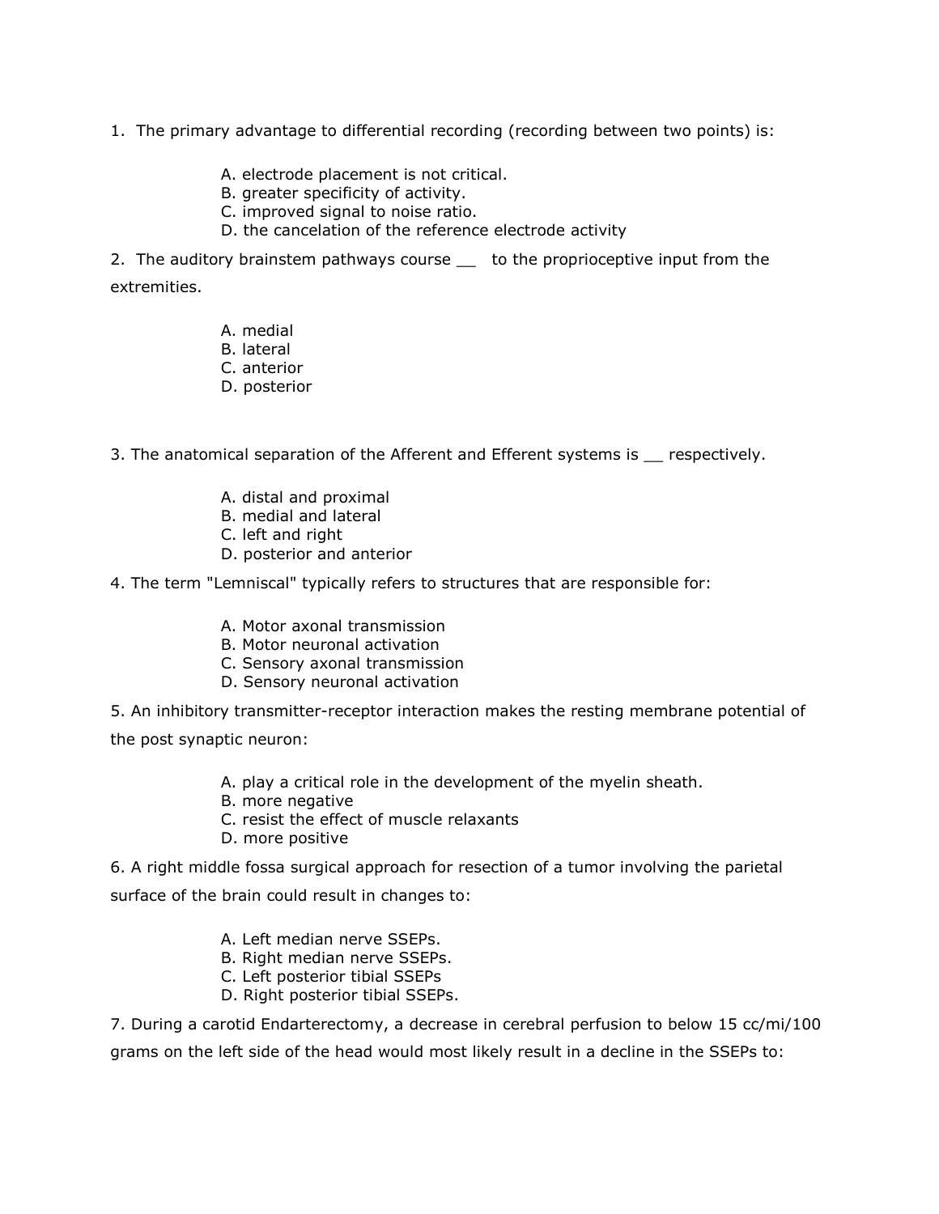1. The primary advantage to differential recording (recording between two points) is:

   A. electrode placement is not critical.
   B. greater specificity of activity.
   C. improved signal to noise ratio.
   D. the cancelation of the reference electrode activity

2. The auditory brainstem pathways course __ to the proprioceptive input from the extremities.

   A. medial
   B. lateral
   C. anterior
   D. posterior

3. The anatomical separation of the Afferent and Efferent systems is __ respectively.

   A. distal and proximal
   B. medial and lateral
   C. left and right
   D. posterior and anterior

4. The term "Lemniscal" typically refers to structures that are responsible for:

   A. Motor axonal transmission
   B. Motor neuronal activation
   C. Sensory axonal transmission
   D. Sensory neuronal activation

5. An inhibitory transmitter-receptor interaction makes the resting membrane potential of the post synaptic neuron:

   A. play a critical role in the development of the myelin sheath.
   B. more negative
   C. resist the effect of muscle relaxants
   D. more positive

6. A right middle fossa surgical approach for resection of a tumor involving the parietal surface of the brain could result in changes to:

   A. Left median nerve SSEPs.
   B. Right median nerve SSEPs.
   C. Left posterior tibial SSEPs
   D. Right posterior tibial SSEPs.

7. During a carotid Endarterectomy, a decrease in cerebral perfusion to below 15 cc/mi/100 grams on the left side of the head would most likely result in a decline in the SSEPs to: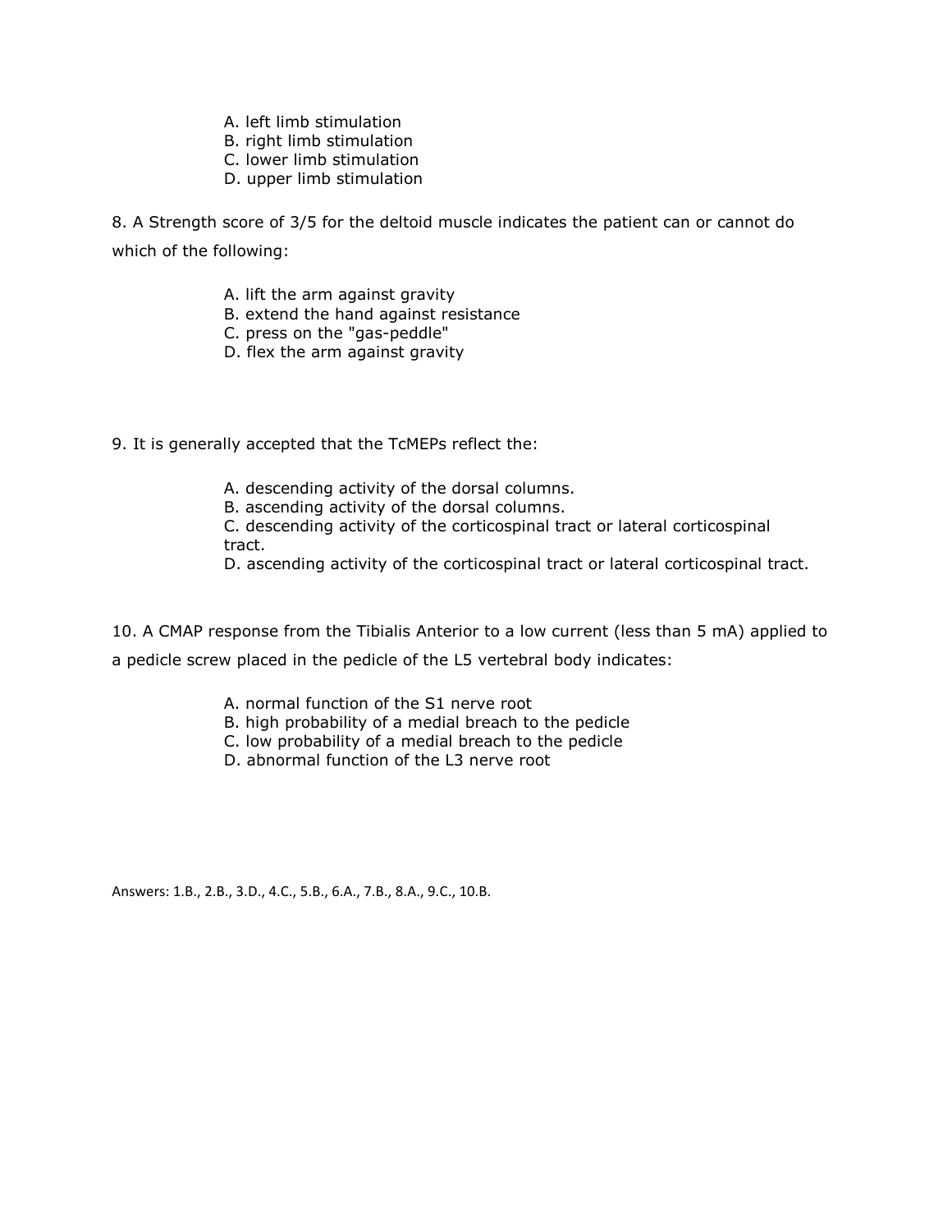A. left limb stimulation
B. right limb stimulation
C. lower limb stimulation
D. upper limb stimulation

8. A Strength score of 3/5 for the deltoid muscle indicates the patient can or cannot do which of the following:

A. lift the arm against gravity
B. extend the hand against resistance
C. press on the "gas-peddle"
D. flex the arm against gravity

9. It is generally accepted that the TcMEPs reflect the:

A. descending activity of the dorsal columns.
B. ascending activity of the dorsal columns.
C. descending activity of the corticospinal tract or lateral corticospinal tract.
D. ascending activity of the corticospinal tract or lateral corticospinal tract.

10. A CMAP response from the Tibialis Anterior to a low current (less than 5 mA) applied to a pedicle screw placed in the pedicle of the L5 vertebral body indicates:

A. normal function of the S1 nerve root
B. high probability of a medial breach to the pedicle
C. low probability of a medial breach to the pedicle
D. abnormal function of the L3 nerve root

Answers: 1.B., 2.B., 3.D., 4.C., 5.B., 6.A., 7.B., 8.A., 9.C., 10.B.